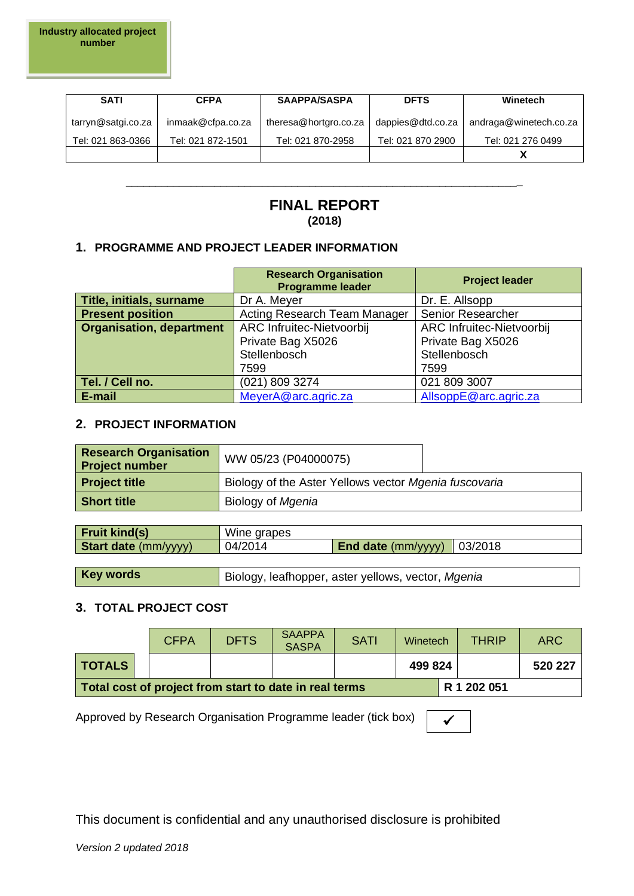**Industry allocated project number**

| SATI | CFPA | SAAPPA/SASPA | DFTS | Winetech |
|---|---|---|---|---|
| tarryn@satgi.co.za | inmaak@cfpa.co.za | theresa@hortgro.co.za | dappies@dtd.co.za | andraga@winetech.co.za |
| Tel: 021 863-0366 | Tel: 021 872-1501 | Tel: 021 870-2958 | Tel: 021 870 2900 | Tel: 021 276 0499 |
| | | | | X |

# FINAL REPORT
**(2018)**

## 1. PROGRAMME AND PROJECT LEADER INFORMATION

| | Research Organisation Programme leader | Project leader |
|---|---|---|
| **Title, initials, surname** | Dr A. Meyer | Dr. E. Allsopp |
| **Present position** | Acting Research Team Manager | Senior Researcher |
| **Organisation, department** | ARC Infruitec-Nietvoorbij<br>Private Bag X5026<br>Stellenbosch<br>7599 | ARC Infruitec-Nietvoorbij<br>Private Bag X5026<br>Stellenbosch<br>7599 |
| **Tel. / Cell no.** | (021) 809 3274 | 021 809 3007 |
| **E-mail** | MeyerA@arc.agric.za | AllsoppE@arc.agric.za |

## 2. PROJECT INFORMATION

| | |
|---|---|
| **Research Organisation Project number** | WW 05/23 (P04000075) |
| **Project title** | Biology of the Aster Yellows vector *Mgenia fuscovaria* |
| **Short title** | Biology of *Mgenia* |

| | | | |
|---|---|---|---|
| **Fruit kind(s)** | Wine grapes | | |
| **Start date** (mm/yyyy) | 04/2014 | **End date** (mm/yyyy) | 03/2018 |

| | |
|---|---|
| **Key words** | Biology, leafhopper, aster yellows, vector, *Mgenia* |

## 3. TOTAL PROJECT COST

| | CFPA | DFTS | SAAPPA SASPA | SATI | Winetech | THRIP | ARC |
|---|---|---|---|---|---|---|---|
| **TOTALS** | | | | | **499 824** | | **520 227** |
| **Total cost of project from start to date in real terms** | | | | | **R 1 202 051** | | |

Approved by Research Organisation Programme leader (tick box) ✓

This document is confidential and any unauthorised disclosure is prohibited

*Version 2 updated 2018*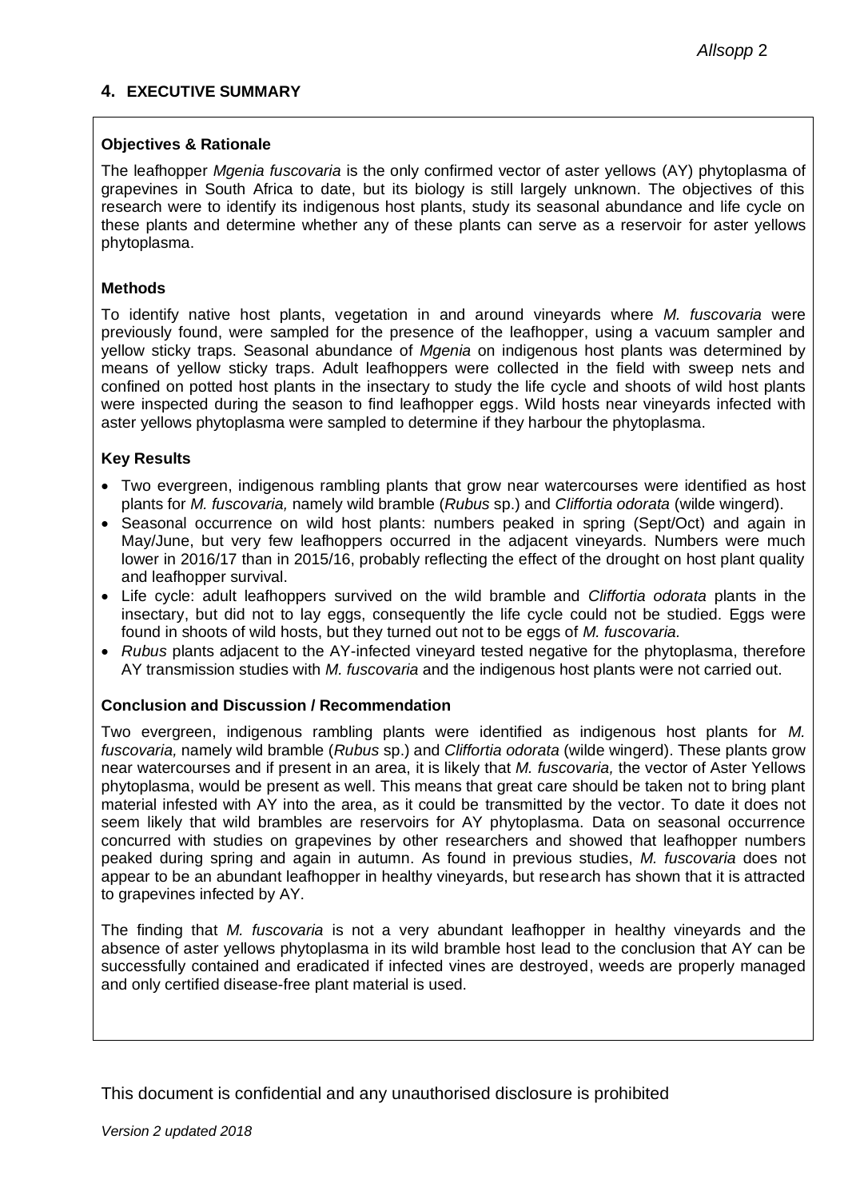## 4. EXECUTIVE SUMMARY

**Objectives & Rationale**

The leafhopper *Mgenia fuscovaria* is the only confirmed vector of aster yellows (AY) phytoplasma of grapevines in South Africa to date, but its biology is still largely unknown. The objectives of this research were to identify its indigenous host plants, study its seasonal abundance and life cycle on these plants and determine whether any of these plants can serve as a reservoir for aster yellows phytoplasma.

**Methods**

To identify native host plants, vegetation in and around vineyards where *M. fuscovaria* were previously found, were sampled for the presence of the leafhopper, using a vacuum sampler and yellow sticky traps. Seasonal abundance of *Mgenia* on indigenous host plants was determined by means of yellow sticky traps. Adult leafhoppers were collected in the field with sweep nets and confined on potted host plants in the insectary to study the life cycle and shoots of wild host plants were inspected during the season to find leafhopper eggs. Wild hosts near vineyards infected with aster yellows phytoplasma were sampled to determine if they harbour the phytoplasma.

**Key Results**

- Two evergreen, indigenous rambling plants that grow near watercourses were identified as host plants for *M. fuscovaria,* namely wild bramble (*Rubus* sp.) and *Cliffortia odorata* (wilde wingerd).
- Seasonal occurrence on wild host plants: numbers peaked in spring (Sept/Oct) and again in May/June, but very few leafhoppers occurred in the adjacent vineyards. Numbers were much lower in 2016/17 than in 2015/16, probably reflecting the effect of the drought on host plant quality and leafhopper survival.
- Life cycle: adult leafhoppers survived on the wild bramble and *Cliffortia odorata* plants in the insectary, but did not to lay eggs, consequently the life cycle could not be studied. Eggs were found in shoots of wild hosts, but they turned out not to be eggs of *M. fuscovaria.*
- *Rubus* plants adjacent to the AY-infected vineyard tested negative for the phytoplasma, therefore AY transmission studies with *M. fuscovaria* and the indigenous host plants were not carried out.

**Conclusion and Discussion / Recommendation**

Two evergreen, indigenous rambling plants were identified as indigenous host plants for *M. fuscovaria,* namely wild bramble (*Rubus* sp.) and *Cliffortia odorata* (wilde wingerd). These plants grow near watercourses and if present in an area, it is likely that *M. fuscovaria,* the vector of Aster Yellows phytoplasma, would be present as well. This means that great care should be taken not to bring plant material infested with AY into the area, as it could be transmitted by the vector. To date it does not seem likely that wild brambles are reservoirs for AY phytoplasma. Data on seasonal occurrence concurred with studies on grapevines by other researchers and showed that leafhopper numbers peaked during spring and again in autumn. As found in previous studies, *M. fuscovaria* does not appear to be an abundant leafhopper in healthy vineyards, but research has shown that it is attracted to grapevines infected by AY.

The finding that *M. fuscovaria* is not a very abundant leafhopper in healthy vineyards and the absence of aster yellows phytoplasma in its wild bramble host lead to the conclusion that AY can be successfully contained and eradicated if infected vines are destroyed, weeds are properly managed and only certified disease-free plant material is used.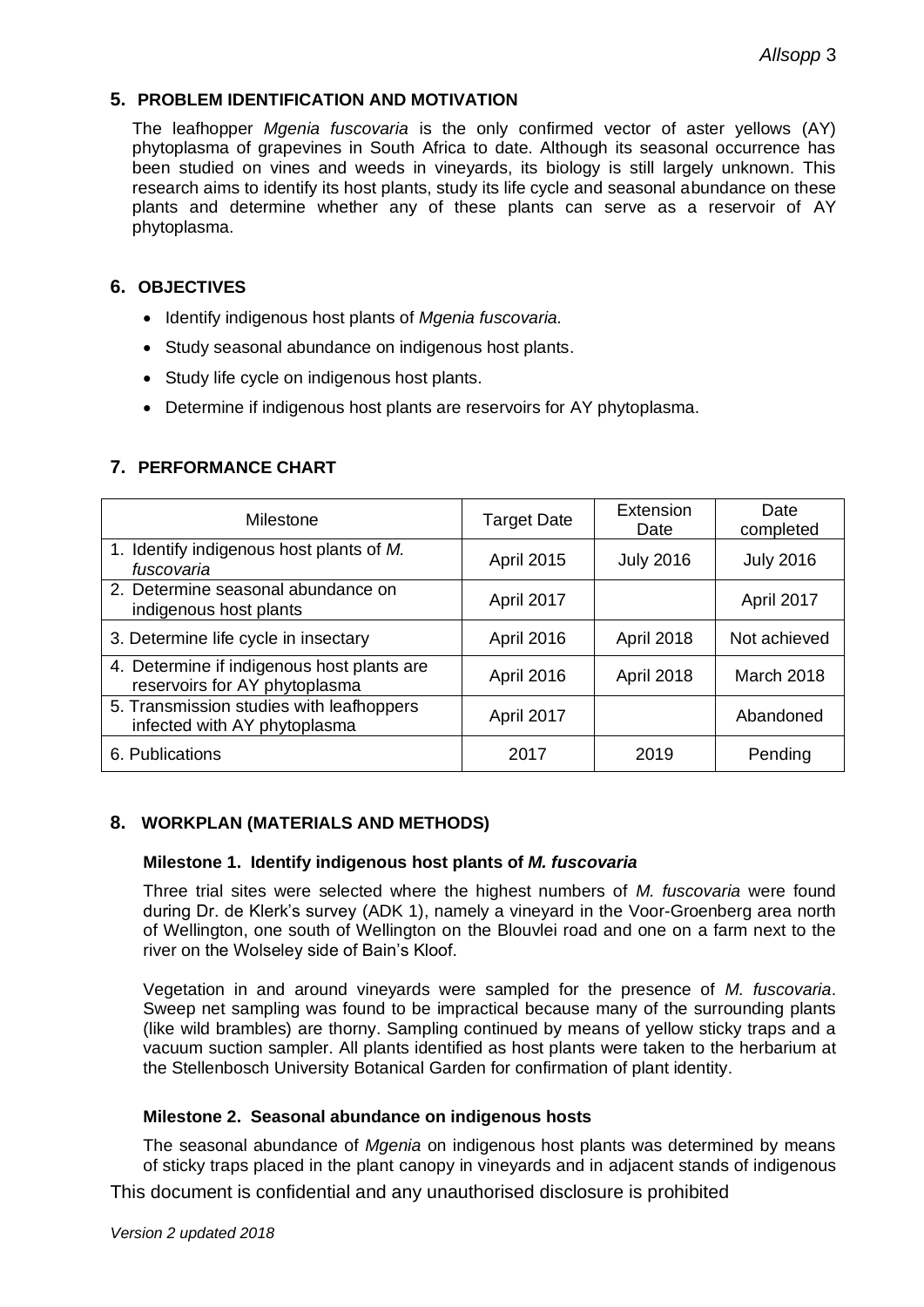## 5. PROBLEM IDENTIFICATION AND MOTIVATION

The leafhopper *Mgenia fuscovaria* is the only confirmed vector of aster yellows (AY) phytoplasma of grapevines in South Africa to date. Although its seasonal occurrence has been studied on vines and weeds in vineyards, its biology is still largely unknown. This research aims to identify its host plants, study its life cycle and seasonal abundance on these plants and determine whether any of these plants can serve as a reservoir of AY phytoplasma.

## 6. OBJECTIVES

- Identify indigenous host plants of *Mgenia fuscovaria*.
- Study seasonal abundance on indigenous host plants.
- Study life cycle on indigenous host plants.
- Determine if indigenous host plants are reservoirs for AY phytoplasma.

## 7. PERFORMANCE CHART

| Milestone | Target Date | Extension Date | Date completed |
|---|---|---|---|
| 1. Identify indigenous host plants of *M. fuscovaria* | April 2015 | July 2016 | July 2016 |
| 2. Determine seasonal abundance on indigenous host plants | April 2017 | | April 2017 |
| 3. Determine life cycle in insectary | April 2016 | April 2018 | Not achieved |
| 4. Determine if indigenous host plants are reservoirs for AY phytoplasma | April 2016 | April 2018 | March 2018 |
| 5. Transmission studies with leafhoppers infected with AY phytoplasma | April 2017 | | Abandoned |
| 6. Publications | 2017 | 2019 | Pending |

## 8. WORKPLAN (MATERIALS AND METHODS)

### Milestone 1. Identify indigenous host plants of *M. fuscovaria*

Three trial sites were selected where the highest numbers of *M. fuscovaria* were found during Dr. de Klerk's survey (ADK 1), namely a vineyard in the Voor-Groenberg area north of Wellington, one south of Wellington on the Blouvlei road and one on a farm next to the river on the Wolseley side of Bain's Kloof.

Vegetation in and around vineyards were sampled for the presence of *M. fuscovaria*. Sweep net sampling was found to be impractical because many of the surrounding plants (like wild brambles) are thorny. Sampling continued by means of yellow sticky traps and a vacuum suction sampler. All plants identified as host plants were taken to the herbarium at the Stellenbosch University Botanical Garden for confirmation of plant identity.

### Milestone 2. Seasonal abundance on indigenous hosts

The seasonal abundance of *Mgenia* on indigenous host plants was determined by means of sticky traps placed in the plant canopy in vineyards and in adjacent stands of indigenous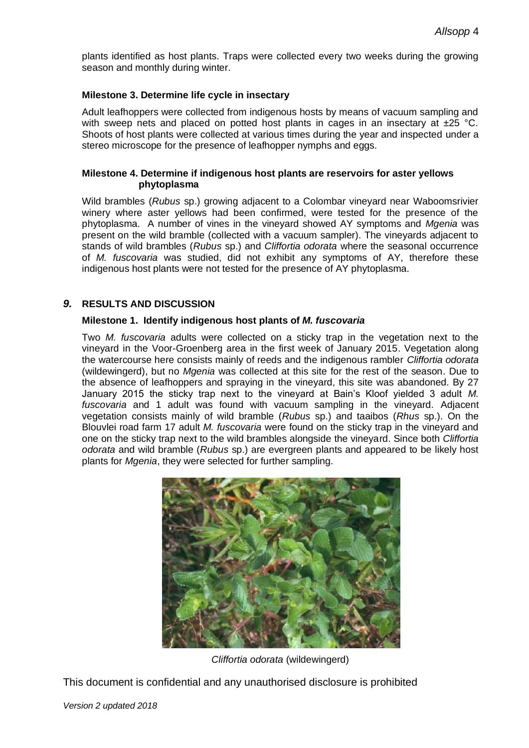plants identified as host plants. Traps were collected every two weeks during the growing season and monthly during winter.

### Milestone 3. Determine life cycle in insectary

Adult leafhoppers were collected from indigenous hosts by means of vacuum sampling and with sweep nets and placed on potted host plants in cages in an insectary at ±25 °C. Shoots of host plants were collected at various times during the year and inspected under a stereo microscope for the presence of leafhopper nymphs and eggs.

### Milestone 4. Determine if indigenous host plants are reservoirs for aster yellows phytoplasma

Wild brambles (*Rubus* sp.) growing adjacent to a Colombar vineyard near Waboomsrivier winery where aster yellows had been confirmed, were tested for the presence of the phytoplasma. A number of vines in the vineyard showed AY symptoms and *Mgenia* was present on the wild bramble (collected with a vacuum sampler). The vineyards adjacent to stands of wild brambles (*Rubus* sp.) and *Cliffortia odorata* where the seasonal occurrence of *M. fuscovaria* was studied, did not exhibit any symptoms of AY, therefore these indigenous host plants were not tested for the presence of AY phytoplasma.

## *9.* RESULTS AND DISCUSSION

### Milestone 1. Identify indigenous host plants of *M. fuscovaria*

Two *M. fuscovaria* adults were collected on a sticky trap in the vegetation next to the vineyard in the Voor-Groenberg area in the first week of January 2015. Vegetation along the watercourse here consists mainly of reeds and the indigenous rambler *Cliffortia odorata* (wildewingerd), but no *Mgenia* was collected at this site for the rest of the season. Due to the absence of leafhoppers and spraying in the vineyard, this site was abandoned. By 27 January 2015 the sticky trap next to the vineyard at Bain's Kloof yielded 3 adult *M. fuscovaria* and 1 adult was found with vacuum sampling in the vineyard. Adjacent vegetation consists mainly of wild bramble (*Rubus* sp.) and taaibos (*Rhus* sp.). On the Blouvlei road farm 17 adult *M. fuscovaria* were found on the sticky trap in the vineyard and one on the sticky trap next to the wild brambles alongside the vineyard. Since both *Cliffortia odorata* and wild bramble (*Rubus* sp.) are evergreen plants and appeared to be likely host plants for *Mgenia*, they were selected for further sampling.

*Cliffortia odorata* (wildewingerd)

This document is confidential and any unauthorised disclosure is prohibited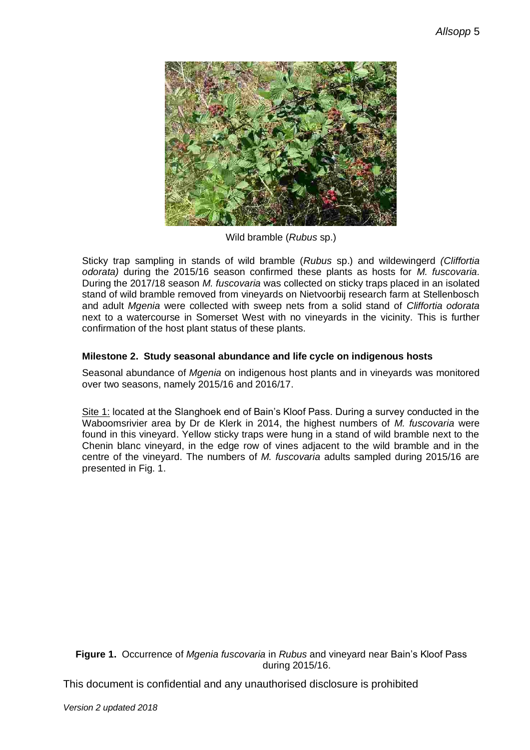Wild bramble (*Rubus* sp.)

Sticky trap sampling in stands of wild bramble (*Rubus* sp.) and wildewingerd *(Cliffortia odorata)* during the 2015/16 season confirmed these plants as hosts for *M. fuscovaria*. During the 2017/18 season *M. fuscovaria* was collected on sticky traps placed in an isolated stand of wild bramble removed from vineyards on Nietvoorbij research farm at Stellenbosch and adult *Mgenia* were collected with sweep nets from a solid stand of *Cliffortia odorata* next to a watercourse in Somerset West with no vineyards in the vicinity. This is further confirmation of the host plant status of these plants.

### Milestone 2. Study seasonal abundance and life cycle on indigenous hosts

Seasonal abundance of *Mgenia* on indigenous host plants and in vineyards was monitored over two seasons, namely 2015/16 and 2016/17.

<u>Site 1:</u> located at the Slanghoek end of Bain's Kloof Pass. During a survey conducted in the Waboomsrivier area by Dr de Klerk in 2014, the highest numbers of *M. fuscovaria* were found in this vineyard. Yellow sticky traps were hung in a stand of wild bramble next to the Chenin blanc vineyard, in the edge row of vines adjacent to the wild bramble and in the centre of the vineyard. The numbers of *M. fuscovaria* adults sampled during 2015/16 are presented in Fig. 1.

**Figure 1.** Occurrence of *Mgenia fuscovaria* in *Rubus* and vineyard near Bain's Kloof Pass during 2015/16.

This document is confidential and any unauthorised disclosure is prohibited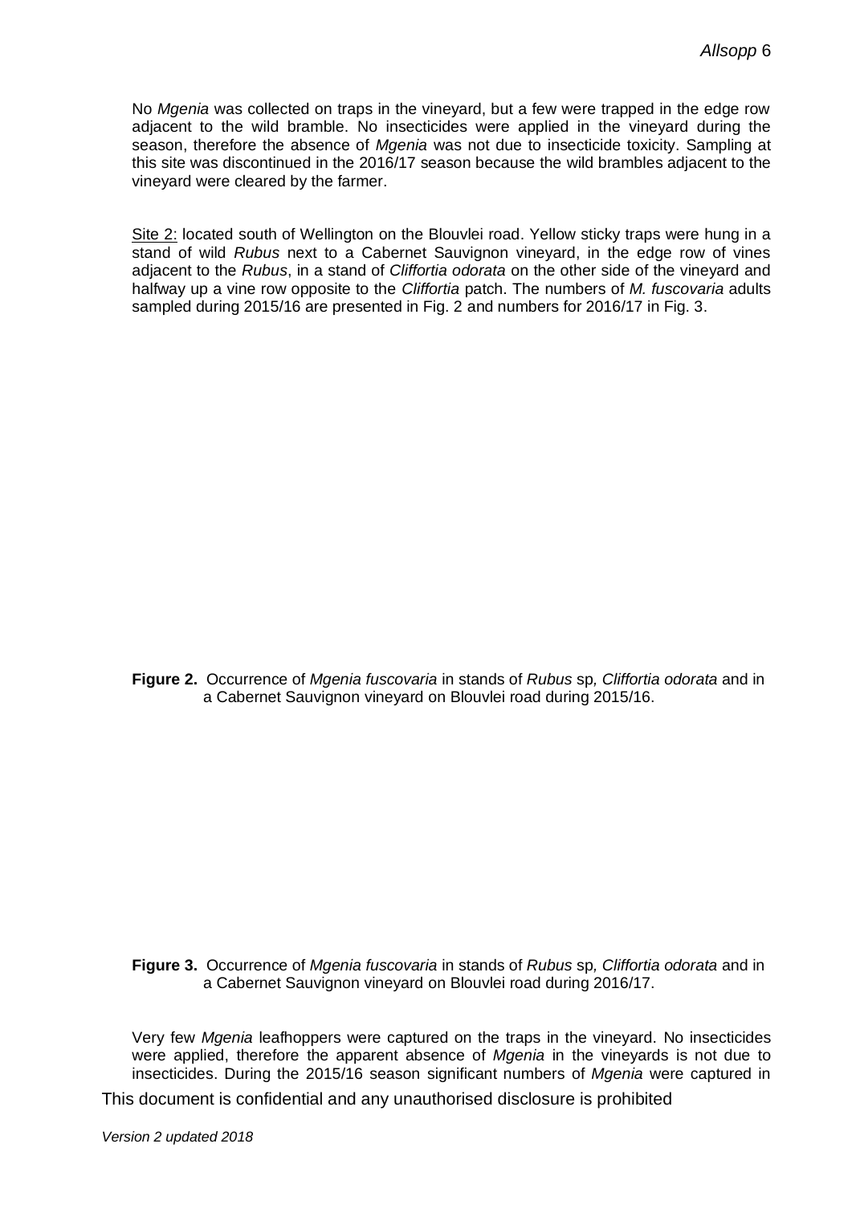No *Mgenia* was collected on traps in the vineyard, but a few were trapped in the edge row adjacent to the wild bramble. No insecticides were applied in the vineyard during the season, therefore the absence of *Mgenia* was not due to insecticide toxicity. Sampling at this site was discontinued in the 2016/17 season because the wild brambles adjacent to the vineyard were cleared by the farmer.

Site 2: located south of Wellington on the Blouvlei road. Yellow sticky traps were hung in a stand of wild *Rubus* next to a Cabernet Sauvignon vineyard, in the edge row of vines adjacent to the *Rubus*, in a stand of *Cliffortia odorata* on the other side of the vineyard and halfway up a vine row opposite to the *Cliffortia* patch. The numbers of *M. fuscovaria* adults sampled during 2015/16 are presented in Fig. 2 and numbers for 2016/17 in Fig. 3.

**Figure 2.** Occurrence of *Mgenia fuscovaria* in stands of *Rubus* sp*, Cliffortia odorata* and in a Cabernet Sauvignon vineyard on Blouvlei road during 2015/16.

**Figure 3.** Occurrence of *Mgenia fuscovaria* in stands of *Rubus* sp*, Cliffortia odorata* and in a Cabernet Sauvignon vineyard on Blouvlei road during 2016/17.

Very few *Mgenia* leafhoppers were captured on the traps in the vineyard. No insecticides were applied, therefore the apparent absence of *Mgenia* in the vineyards is not due to insecticides. During the 2015/16 season significant numbers of *Mgenia* were captured in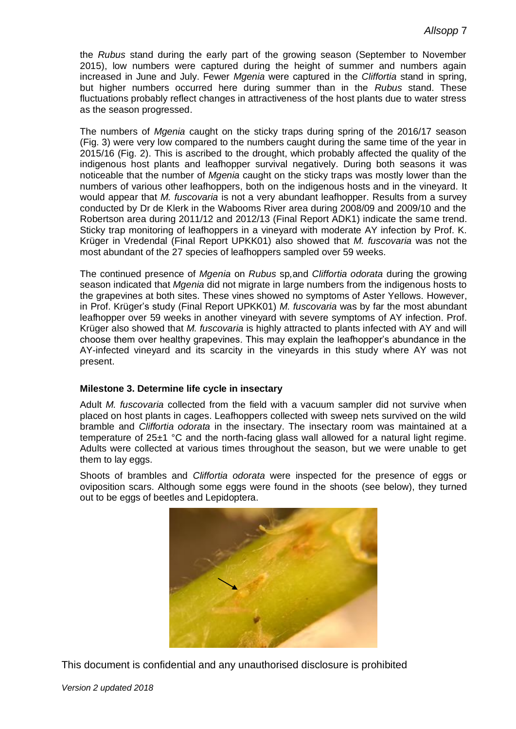the *Rubus* stand during the early part of the growing season (September to November 2015), low numbers were captured during the height of summer and numbers again increased in June and July. Fewer *Mgenia* were captured in the *Cliffortia* stand in spring, but higher numbers occurred here during summer than in the *Rubus* stand. These fluctuations probably reflect changes in attractiveness of the host plants due to water stress as the season progressed.

The numbers of *Mgenia* caught on the sticky traps during spring of the 2016/17 season (Fig. 3) were very low compared to the numbers caught during the same time of the year in 2015/16 (Fig. 2). This is ascribed to the drought, which probably affected the quality of the indigenous host plants and leafhopper survival negatively. During both seasons it was noticeable that the number of *Mgenia* caught on the sticky traps was mostly lower than the numbers of various other leafhoppers, both on the indigenous hosts and in the vineyard. It would appear that *M. fuscovaria* is not a very abundant leafhopper. Results from a survey conducted by Dr de Klerk in the Wabooms River area during 2008/09 and 2009/10 and the Robertson area during 2011/12 and 2012/13 (Final Report ADK1) indicate the same trend. Sticky trap monitoring of leafhoppers in a vineyard with moderate AY infection by Prof. K. Krüger in Vredendal (Final Report UPKK01) also showed that *M. fuscovaria* was not the most abundant of the 27 species of leafhoppers sampled over 59 weeks.

The continued presence of *Mgenia* on *Rubus* sp,and *Cliffortia odorata* during the growing season indicated that *Mgenia* did not migrate in large numbers from the indigenous hosts to the grapevines at both sites. These vines showed no symptoms of Aster Yellows. However, in Prof. Krüger's study (Final Report UPKK01) *M. fuscovaria* was by far the most abundant leafhopper over 59 weeks in another vineyard with severe symptoms of AY infection. Prof. Krüger also showed that *M. fuscovaria* is highly attracted to plants infected with AY and will choose them over healthy grapevines. This may explain the leafhopper's abundance in the AY-infected vineyard and its scarcity in the vineyards in this study where AY was not present.

**Milestone 3. Determine life cycle in insectary**

Adult *M. fuscovaria* collected from the field with a vacuum sampler did not survive when placed on host plants in cages. Leafhoppers collected with sweep nets survived on the wild bramble and *Cliffortia odorata* in the insectary. The insectary room was maintained at a temperature of 25±1 °C and the north-facing glass wall allowed for a natural light regime. Adults were collected at various times throughout the season, but we were unable to get them to lay eggs.

Shoots of brambles and *Cliffortia odorata* were inspected for the presence of eggs or oviposition scars. Although some eggs were found in the shoots (see below), they turned out to be eggs of beetles and Lepidoptera.

This document is confidential and any unauthorised disclosure is prohibited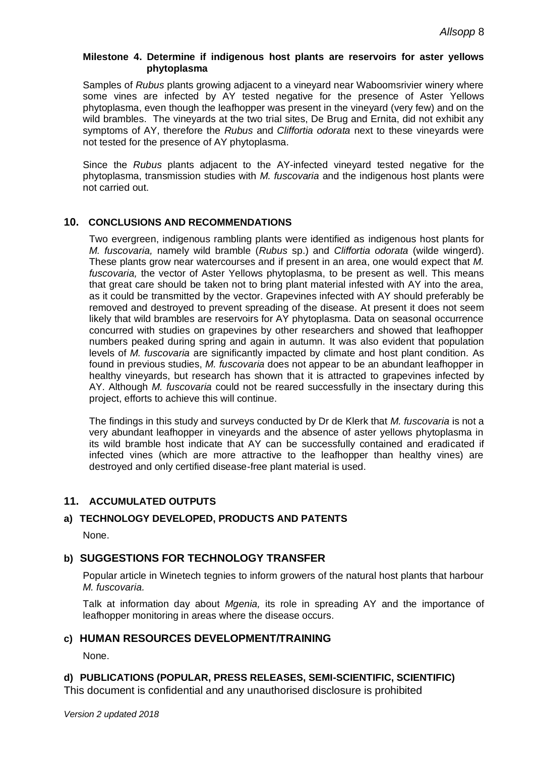**Milestone 4. Determine if indigenous host plants are reservoirs for aster yellows phytoplasma**

Samples of *Rubus* plants growing adjacent to a vineyard near Waboomsrivier winery where some vines are infected by AY tested negative for the presence of Aster Yellows phytoplasma, even though the leafhopper was present in the vineyard (very few) and on the wild brambles. The vineyards at the two trial sites, De Brug and Ernita, did not exhibit any symptoms of AY, therefore the *Rubus* and *Cliffortia odorata* next to these vineyards were not tested for the presence of AY phytoplasma.

Since the *Rubus* plants adjacent to the AY-infected vineyard tested negative for the phytoplasma, transmission studies with *M. fuscovaria* and the indigenous host plants were not carried out.

## 10. CONCLUSIONS AND RECOMMENDATIONS

Two evergreen, indigenous rambling plants were identified as indigenous host plants for *M. fuscovaria,* namely wild bramble (*Rubus* sp.) and *Cliffortia odorata* (wilde wingerd). These plants grow near watercourses and if present in an area, one would expect that *M. fuscovaria,* the vector of Aster Yellows phytoplasma, to be present as well. This means that great care should be taken not to bring plant material infested with AY into the area, as it could be transmitted by the vector. Grapevines infected with AY should preferably be removed and destroyed to prevent spreading of the disease. At present it does not seem likely that wild brambles are reservoirs for AY phytoplasma. Data on seasonal occurrence concurred with studies on grapevines by other researchers and showed that leafhopper numbers peaked during spring and again in autumn. It was also evident that population levels of *M. fuscovaria* are significantly impacted by climate and host plant condition. As found in previous studies, *M. fuscovaria* does not appear to be an abundant leafhopper in healthy vineyards, but research has shown that it is attracted to grapevines infected by AY. Although *M. fuscovaria* could not be reared successfully in the insectary during this project, efforts to achieve this will continue.

The findings in this study and surveys conducted by Dr de Klerk that *M. fuscovaria* is not a very abundant leafhopper in vineyards and the absence of aster yellows phytoplasma in its wild bramble host indicate that AY can be successfully contained and eradicated if infected vines (which are more attractive to the leafhopper than healthy vines) are destroyed and only certified disease-free plant material is used.

## 11. ACCUMULATED OUTPUTS

### a) TECHNOLOGY DEVELOPED, PRODUCTS AND PATENTS

None.

### b) SUGGESTIONS FOR TECHNOLOGY TRANSFER

Popular article in Winetech tegnies to inform growers of the natural host plants that harbour *M. fuscovaria.*

Talk at information day about *Mgenia,* its role in spreading AY and the importance of leafhopper monitoring in areas where the disease occurs.

### c) HUMAN RESOURCES DEVELOPMENT/TRAINING

None.

### d) PUBLICATIONS (POPULAR, PRESS RELEASES, SEMI-SCIENTIFIC, SCIENTIFIC)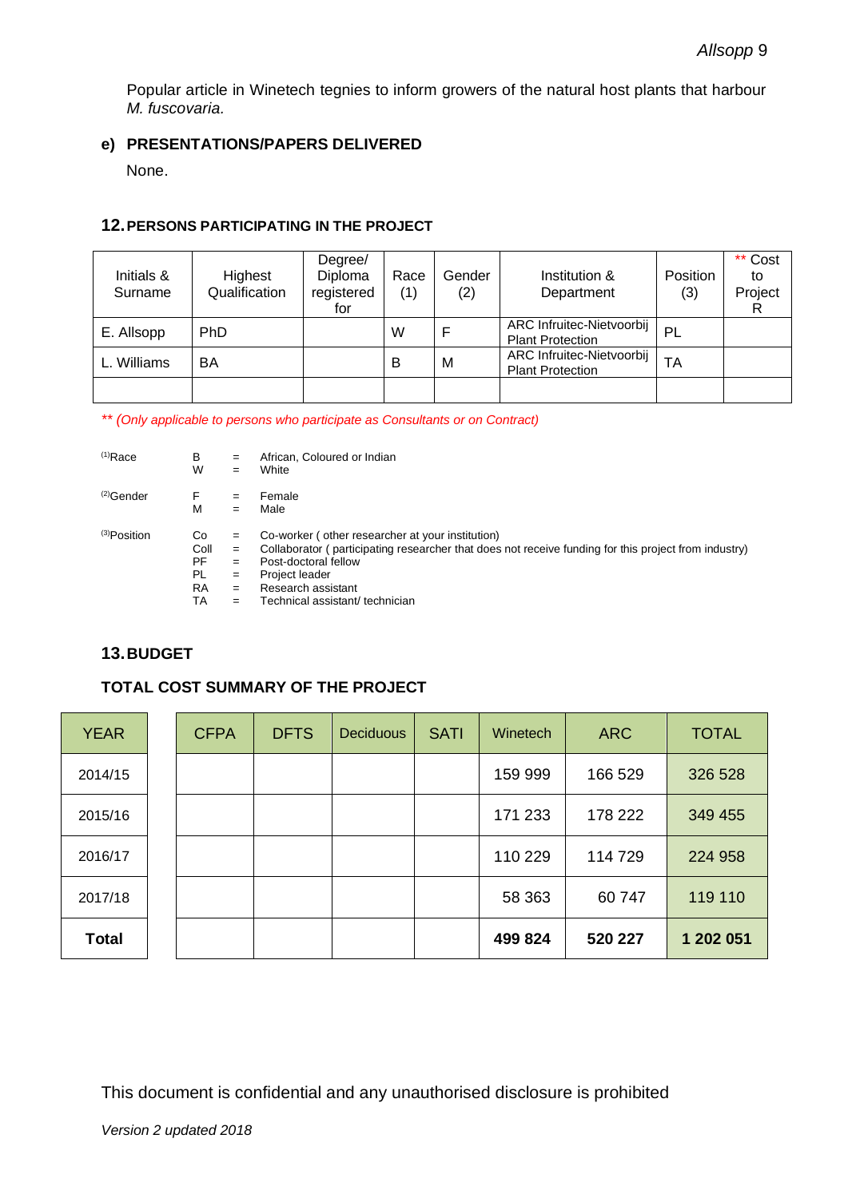Popular article in Winetech tegnies to inform growers of the natural host plants that harbour *M. fuscovaria.*

### e) PRESENTATIONS/PAPERS DELIVERED

None.

## 12. PERSONS PARTICIPATING IN THE PROJECT

| Initials & Surname | Highest Qualification | Degree/ Diploma registered for | Race (1) | Gender (2) | Institution & Department | Position (3) | ** Cost to Project R |
|---|---|---|---|---|---|---|---|
| E. Allsopp | PhD | | W | F | ARC Infruitec-Nietvoorbij Plant Protection | PL | |
| L. Williams | BA | | B | M | ARC Infruitec-Nietvoorbij Plant Protection | TA | |
| | | | | | | | |

*** (Only applicable to persons who participate as Consultants or on Contract)*

(1)Race
- B = African, Coloured or Indian
- W = White

(2)Gender
- F = Female
- M = Male

(3)Position
- Co = Co-worker ( other researcher at your institution)
- Coll = Collaborator ( participating researcher that does not receive funding for this project from industry)
- PF = Post-doctoral fellow
- PL = Project leader
- RA = Research assistant
- TA = Technical assistant/ technician

## 13. BUDGET

### TOTAL COST SUMMARY OF THE PROJECT

| YEAR | CFPA | DFTS | Deciduous | SATI | Winetech | ARC | TOTAL |
|---|---|---|---|---|---|---|---|
| 2014/15 | | | | | 159 999 | 166 529 | 326 528 |
| 2015/16 | | | | | 171 233 | 178 222 | 349 455 |
| 2016/17 | | | | | 110 229 | 114 729 | 224 958 |
| 2017/18 | | | | | 58 363 | 60 747 | 119 110 |
| **Total** | | | | | **499 824** | **520 227** | **1 202 051** |

This document is confidential and any unauthorised disclosure is prohibited

*Version 2 updated 2018*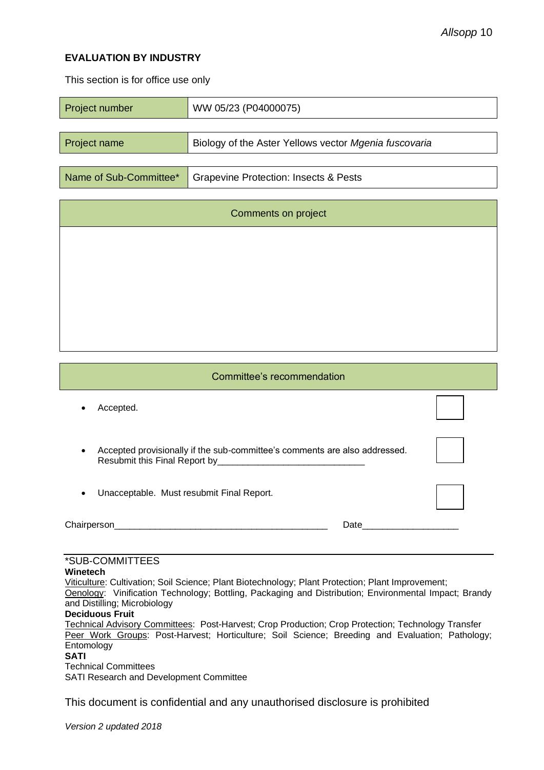**EVALUATION BY INDUSTRY**

This section is for office use only

| | |
|---|---|
| Project number | WW 05/23 (P04000075) |

| | |
|---|---|
| Project name | Biology of the Aster Yellows vector *Mgenia fuscovaria* |

| | |
|---|---|
| Name of Sub-Committee* | Grapevine Protection: Insects & Pests |

| Comments on project |
|---|
| |

| Committee's recommendation | |
|---|---|
| • Accepted. | ☐ |
| • Accepted provisionally if the sub-committee's comments are also addressed. Resubmit this Final Report by____________________________ | ☐ |
| • Unacceptable. Must resubmit Final Report. | ☐ |

Chairperson__________________________________________ Date___________________

---

*SUB-COMMITTEES

**Winetech**

Viticulture: Cultivation; Soil Science; Plant Biotechnology; Plant Protection; Plant Improvement;
Oenology: Vinification Technology; Bottling, Packaging and Distribution; Environmental Impact; Brandy and Distilling; Microbiology

**Deciduous Fruit**

Technical Advisory Committees: Post-Harvest; Crop Production; Crop Protection; Technology Transfer
Peer Work Groups: Post-Harvest; Horticulture; Soil Science; Breeding and Evaluation; Pathology; Entomology

**SATI**

Technical Committees
SATI Research and Development Committee

This document is confidential and any unauthorised disclosure is prohibited

*Version 2 updated 2018*